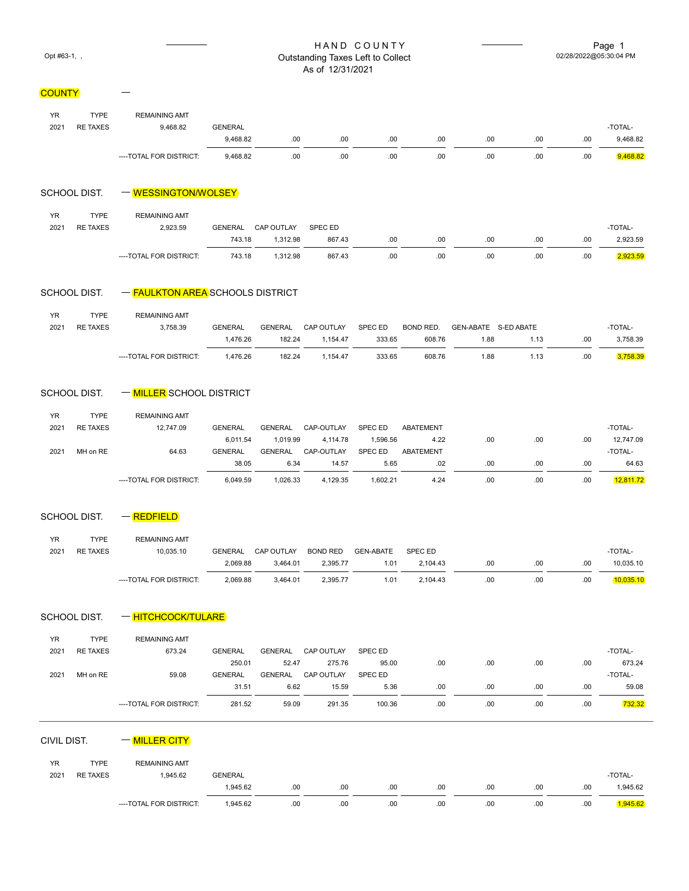Opt #63-1, ,

# HAND COUNTY
## Outstanding Taxes Left to Collect
### As of 12/31/2021

02/28/2022@05:30:04 PM

## COUNTY —

| YR | TYPE | REMAINING AMT | | | | | | | | | |
|---|---|---|---|---|---|---|---|---|---|---|---|
| 2021 | RE TAXES | 9,468.82 | GENERAL | | | | | | | | -TOTAL- |
| | | | 9,468.82 | .00 | .00 | .00 | .00 | .00 | .00 | .00 | 9,468.82 |
| | | ----TOTAL FOR DISTRICT: | 9,468.82 | .00 | .00 | .00 | .00 | .00 | .00 | .00 | 9,468.82 |

## SCHOOL DIST. — WESSINGTON/WOLSEY

| YR | TYPE | REMAINING AMT | | | | | | | | | |
|---|---|---|---|---|---|---|---|---|---|---|---|
| 2021 | RE TAXES | 2,923.59 | GENERAL | CAP OUTLAY | SPEC ED | | | | | | -TOTAL- |
| | | | 743.18 | 1,312.98 | 867.43 | .00 | .00 | .00 | .00 | .00 | 2,923.59 |
| | | ----TOTAL FOR DISTRICT: | 743.18 | 1,312.98 | 867.43 | .00 | .00 | .00 | .00 | .00 | 2,923.59 |

## SCHOOL DIST. — FAULKTON AREA SCHOOLS DISTRICT

| YR | TYPE | REMAINING AMT | | | | | | | | | |
|---|---|---|---|---|---|---|---|---|---|---|---|
| 2021 | RE TAXES | 3,758.39 | GENERAL | GENERAL | CAP OUTLAY | SPEC ED | BOND RED. | GEN-ABATE | S-ED ABATE | | -TOTAL- |
| | | | 1,476.26 | 182.24 | 1,154.47 | 333.65 | 608.76 | 1.88 | 1.13 | .00 | 3,758.39 |
| | | ----TOTAL FOR DISTRICT: | 1,476.26 | 182.24 | 1,154.47 | 333.65 | 608.76 | 1.88 | 1.13 | .00 | 3,758.39 |

## SCHOOL DIST. — MILLER SCHOOL DISTRICT

| YR | TYPE | REMAINING AMT | | | | | | | | | |
|---|---|---|---|---|---|---|---|---|---|---|---|
| 2021 | RE TAXES | 12,747.09 | GENERAL | GENERAL | CAP-OUTLAY | SPEC ED | ABATEMENT | | | | -TOTAL- |
| | | | 6,011.54 | 1,019.99 | 4,114.78 | 1,596.56 | 4.22 | .00 | .00 | .00 | 12,747.09 |
| 2021 | MH on RE | 64.63 | GENERAL | GENERAL | CAP-OUTLAY | SPEC ED | ABATEMENT | | | | -TOTAL- |
| | | | 38.05 | 6.34 | 14.57 | 5.65 | .02 | .00 | .00 | .00 | 64.63 |
| | | ----TOTAL FOR DISTRICT: | 6,049.59 | 1,026.33 | 4,129.35 | 1,602.21 | 4.24 | .00 | .00 | .00 | 12,811.72 |

## SCHOOL DIST. — REDFIELD

| YR | TYPE | REMAINING AMT | | | | | | | | | |
|---|---|---|---|---|---|---|---|---|---|---|---|
| 2021 | RE TAXES | 10,035.10 | GENERAL | CAP OUTLAY | BOND RED | GEN-ABATE | SPEC ED | | | | -TOTAL- |
| | | | 2,069.88 | 3,464.01 | 2,395.77 | 1.01 | 2,104.43 | .00 | .00 | .00 | 10,035.10 |
| | | ----TOTAL FOR DISTRICT: | 2,069.88 | 3,464.01 | 2,395.77 | 1.01 | 2,104.43 | .00 | .00 | .00 | 10,035.10 |

## SCHOOL DIST. — HITCHCOCK/TULARE

| YR | TYPE | REMAINING AMT | | | | | | | | | |
|---|---|---|---|---|---|---|---|---|---|---|---|
| 2021 | RE TAXES | 673.24 | GENERAL | GENERAL | CAP OUTLAY | SPEC ED | | | | | -TOTAL- |
| | | | 250.01 | 52.47 | 275.76 | 95.00 | .00 | .00 | .00 | .00 | 673.24 |
| 2021 | MH on RE | 59.08 | GENERAL | GENERAL | CAP OUTLAY | SPEC ED | | | | | -TOTAL- |
| | | | 31.51 | 6.62 | 15.59 | 5.36 | .00 | .00 | .00 | .00 | 59.08 |
| | | ----TOTAL FOR DISTRICT: | 281.52 | 59.09 | 291.35 | 100.36 | .00 | .00 | .00 | .00 | 732.32 |

## CIVIL DIST. — MILLER CITY

| YR | TYPE | REMAINING AMT | | | | | | | | | |
|---|---|---|---|---|---|---|---|---|---|---|---|
| 2021 | RE TAXES | 1,945.62 | GENERAL | | | | | | | | -TOTAL- |
| | | | 1,945.62 | .00 | .00 | .00 | .00 | .00 | .00 | .00 | 1,945.62 |
| | | ----TOTAL FOR DISTRICT: | 1,945.62 | .00 | .00 | .00 | .00 | .00 | .00 | .00 | 1,945.62 |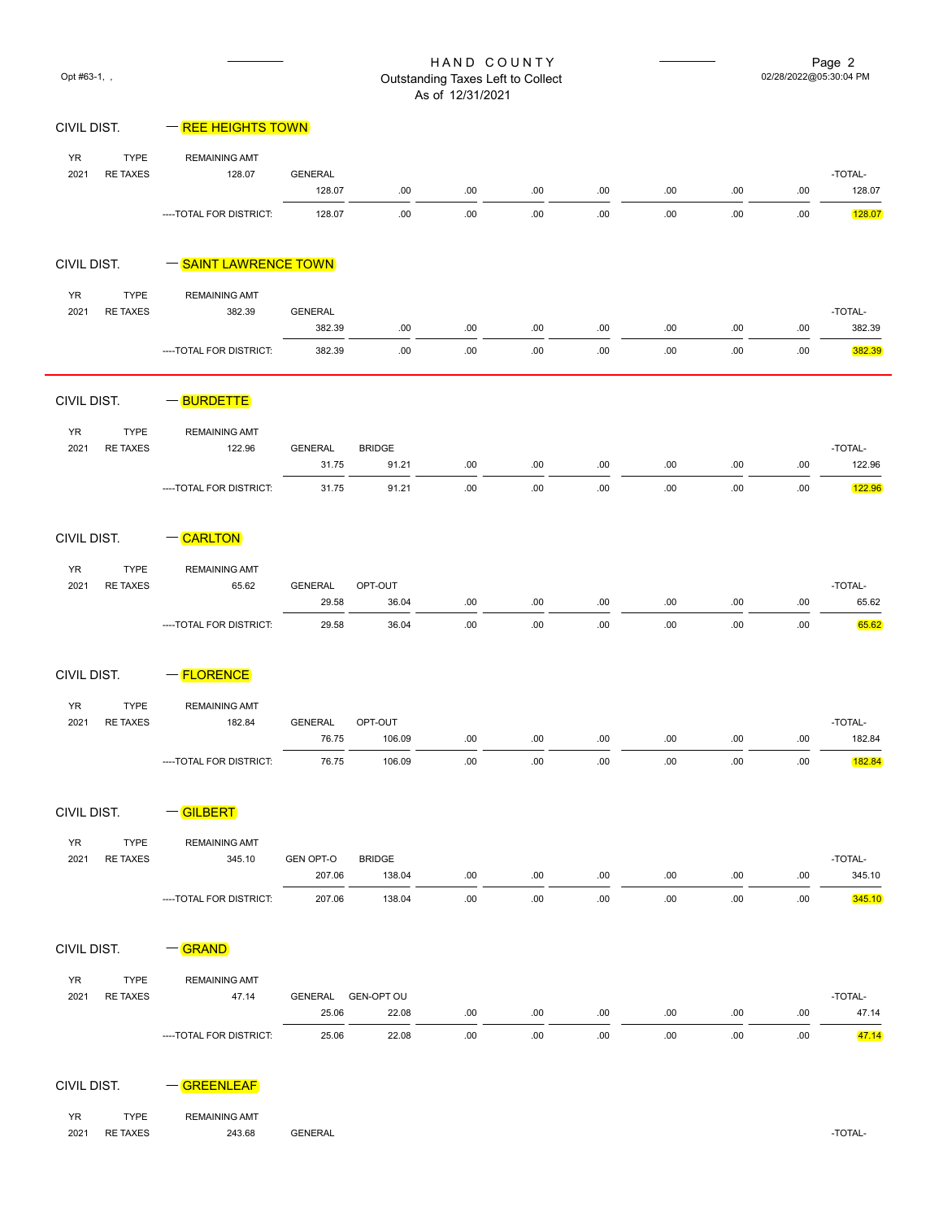# HAND COUNTY

Outstanding Taxes Left to Collect
As of 12/31/2021

Opt #63-1, ,

02/28/2022@05:30:04 PM

## CIVIL DIST. — REE HEIGHTS TOWN

| YR | TYPE | REMAINING AMT | | | | | | | | | |
|---|---|---|---|---|---|---|---|---|---|---|---|
| 2021 | RE TAXES | 128.07 | GENERAL | | | | | | | | -TOTAL- |
| | | | 128.07 | .00 | .00 | .00 | .00 | .00 | .00 | .00 | 128.07 |
| | | ----TOTAL FOR DISTRICT: | 128.07 | .00 | .00 | .00 | .00 | .00 | .00 | .00 | 128.07 |

## CIVIL DIST. — SAINT LAWRENCE TOWN

| YR | TYPE | REMAINING AMT | | | | | | | | | |
|---|---|---|---|---|---|---|---|---|---|---|---|
| 2021 | RE TAXES | 382.39 | GENERAL | | | | | | | | -TOTAL- |
| | | | 382.39 | .00 | .00 | .00 | .00 | .00 | .00 | .00 | 382.39 |
| | | ----TOTAL FOR DISTRICT: | 382.39 | .00 | .00 | .00 | .00 | .00 | .00 | .00 | 382.39 |

---

## CIVIL DIST. — BURDETTE

| YR | TYPE | REMAINING AMT | | | | | | | | | |
|---|---|---|---|---|---|---|---|---|---|---|---|
| 2021 | RE TAXES | 122.96 | GENERAL | BRIDGE | | | | | | | -TOTAL- |
| | | | 31.75 | 91.21 | .00 | .00 | .00 | .00 | .00 | .00 | 122.96 |
| | | ----TOTAL FOR DISTRICT: | 31.75 | 91.21 | .00 | .00 | .00 | .00 | .00 | .00 | 122.96 |

## CIVIL DIST. — CARLTON

| YR | TYPE | REMAINING AMT | | | | | | | | | |
|---|---|---|---|---|---|---|---|---|---|---|---|
| 2021 | RE TAXES | 65.62 | GENERAL | OPT-OUT | | | | | | | -TOTAL- |
| | | | 29.58 | 36.04 | .00 | .00 | .00 | .00 | .00 | .00 | 65.62 |
| | | ----TOTAL FOR DISTRICT: | 29.58 | 36.04 | .00 | .00 | .00 | .00 | .00 | .00 | 65.62 |

## CIVIL DIST. — FLORENCE

| YR | TYPE | REMAINING AMT | | | | | | | | | |
|---|---|---|---|---|---|---|---|---|---|---|---|
| 2021 | RE TAXES | 182.84 | GENERAL | OPT-OUT | | | | | | | -TOTAL- |
| | | | 76.75 | 106.09 | .00 | .00 | .00 | .00 | .00 | .00 | 182.84 |
| | | ----TOTAL FOR DISTRICT: | 76.75 | 106.09 | .00 | .00 | .00 | .00 | .00 | .00 | 182.84 |

## CIVIL DIST. — GILBERT

| YR | TYPE | REMAINING AMT | | | | | | | | | |
|---|---|---|---|---|---|---|---|---|---|---|---|
| 2021 | RE TAXES | 345.10 | GEN OPT-O | BRIDGE | | | | | | | -TOTAL- |
| | | | 207.06 | 138.04 | .00 | .00 | .00 | .00 | .00 | .00 | 345.10 |
| | | ----TOTAL FOR DISTRICT: | 207.06 | 138.04 | .00 | .00 | .00 | .00 | .00 | .00 | 345.10 |

## CIVIL DIST. — GRAND

| YR | TYPE | REMAINING AMT | | | | | | | | | |
|---|---|---|---|---|---|---|---|---|---|---|---|
| 2021 | RE TAXES | 47.14 | GENERAL | GEN-OPT OU | | | | | | | -TOTAL- |
| | | | 25.06 | 22.08 | .00 | .00 | .00 | .00 | .00 | .00 | 47.14 |
| | | ----TOTAL FOR DISTRICT: | 25.06 | 22.08 | .00 | .00 | .00 | .00 | .00 | .00 | 47.14 |

## CIVIL DIST. — GREENLEAF

| YR | TYPE | REMAINING AMT | | | | | | | | | |
|---|---|---|---|---|---|---|---|---|---|---|---|
| 2021 | RE TAXES | 243.68 | GENERAL | | | | | | | | -TOTAL- |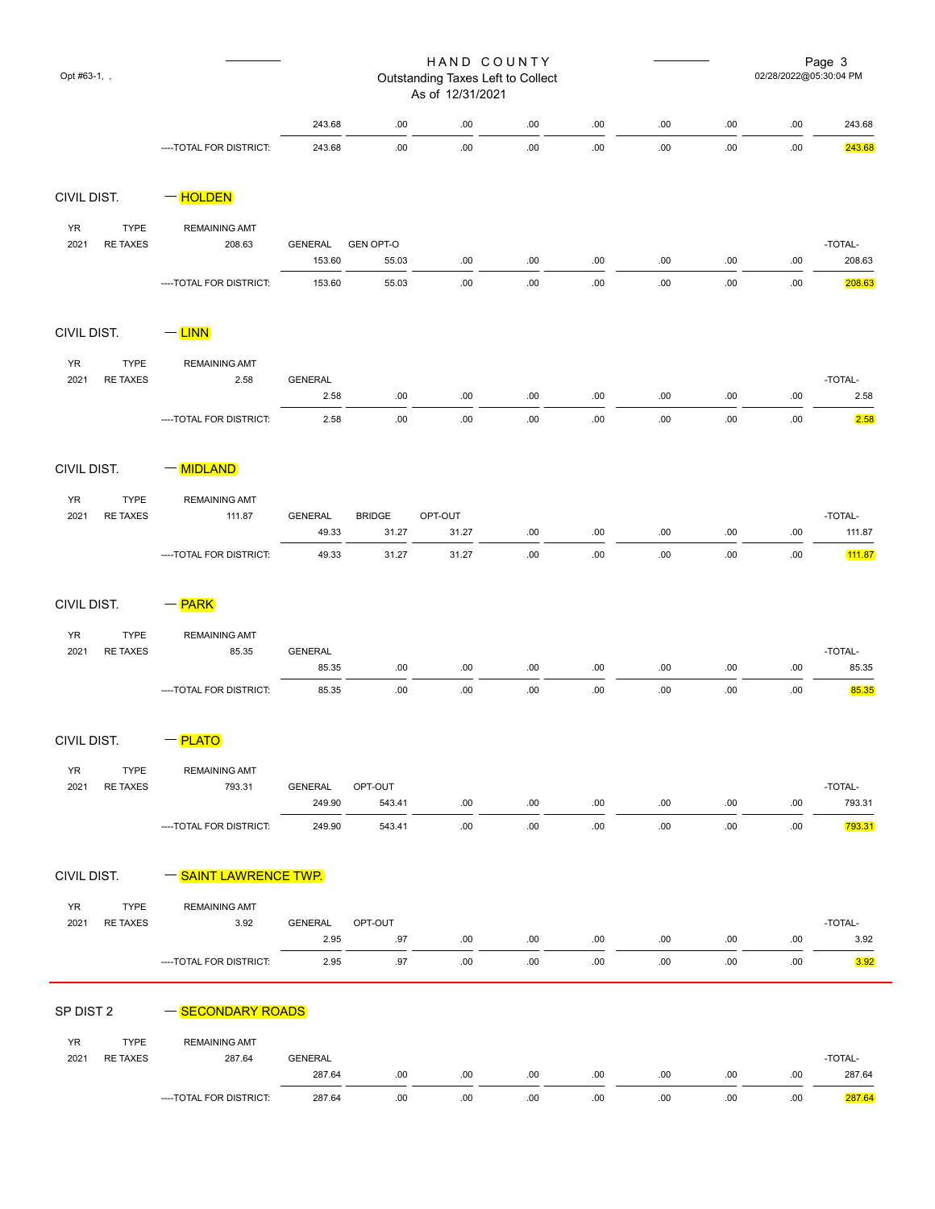# HAND COUNTY

Outstanding Taxes Left to Collect
As of 12/31/2021

Opt #63-1, ,

02/28/2022@05:30:04 PM

| | | | | | | | | | | |
|---|---|---|---|---|---|---|---|---|---|---|
| | | | 243.68 | .00 | .00 | .00 | .00 | .00 | .00 | .00 | 243.68 |
| | | ----TOTAL FOR DISTRICT: | 243.68 | .00 | .00 | .00 | .00 | .00 | .00 | .00 | 243.68 |

## CIVIL DIST. — HOLDEN

| YR | TYPE | REMAINING AMT | GENERAL | GEN OPT-O | | | | | | | -TOTAL- |
|---|---|---|---|---|---|---|---|---|---|---|---|
| 2021 | RE TAXES | 208.63 | 153.60 | 55.03 | .00 | .00 | .00 | .00 | .00 | .00 | 208.63 |
| | | ----TOTAL FOR DISTRICT: | 153.60 | 55.03 | .00 | .00 | .00 | .00 | .00 | .00 | 208.63 |

## CIVIL DIST. — LINN

| YR | TYPE | REMAINING AMT | GENERAL | | | | | | | | -TOTAL- |
|---|---|---|---|---|---|---|---|---|---|---|---|
| 2021 | RE TAXES | 2.58 | 2.58 | .00 | .00 | .00 | .00 | .00 | .00 | .00 | 2.58 |
| | | ----TOTAL FOR DISTRICT: | 2.58 | .00 | .00 | .00 | .00 | .00 | .00 | .00 | 2.58 |

## CIVIL DIST. — MIDLAND

| YR | TYPE | REMAINING AMT | GENERAL | BRIDGE | OPT-OUT | | | | | | -TOTAL- |
|---|---|---|---|---|---|---|---|---|---|---|---|
| 2021 | RE TAXES | 111.87 | 49.33 | 31.27 | 31.27 | .00 | .00 | .00 | .00 | .00 | 111.87 |
| | | ----TOTAL FOR DISTRICT: | 49.33 | 31.27 | 31.27 | .00 | .00 | .00 | .00 | .00 | 111.87 |

## CIVIL DIST. — PARK

| YR | TYPE | REMAINING AMT | GENERAL | | | | | | | | -TOTAL- |
|---|---|---|---|---|---|---|---|---|---|---|---|
| 2021 | RE TAXES | 85.35 | 85.35 | .00 | .00 | .00 | .00 | .00 | .00 | .00 | 85.35 |
| | | ----TOTAL FOR DISTRICT: | 85.35 | .00 | .00 | .00 | .00 | .00 | .00 | .00 | 85.35 |

## CIVIL DIST. — PLATO

| YR | TYPE | REMAINING AMT | GENERAL | OPT-OUT | | | | | | | -TOTAL- |
|---|---|---|---|---|---|---|---|---|---|---|---|
| 2021 | RE TAXES | 793.31 | 249.90 | 543.41 | .00 | .00 | .00 | .00 | .00 | .00 | 793.31 |
| | | ----TOTAL FOR DISTRICT: | 249.90 | 543.41 | .00 | .00 | .00 | .00 | .00 | .00 | 793.31 |

## CIVIL DIST. — SAINT LAWRENCE TWP.

| YR | TYPE | REMAINING AMT | GENERAL | OPT-OUT | | | | | | | -TOTAL- |
|---|---|---|---|---|---|---|---|---|---|---|---|
| 2021 | RE TAXES | 3.92 | 2.95 | .97 | .00 | .00 | .00 | .00 | .00 | .00 | 3.92 |
| | | ----TOTAL FOR DISTRICT: | 2.95 | .97 | .00 | .00 | .00 | .00 | .00 | .00 | 3.92 |

## SP DIST 2 — SECONDARY ROADS

| YR | TYPE | REMAINING AMT | GENERAL | | | | | | | | -TOTAL- |
|---|---|---|---|---|---|---|---|---|---|---|---|
| 2021 | RE TAXES | 287.64 | 287.64 | .00 | .00 | .00 | .00 | .00 | .00 | .00 | 287.64 |
| | | ----TOTAL FOR DISTRICT: | 287.64 | .00 | .00 | .00 | .00 | .00 | .00 | .00 | 287.64 |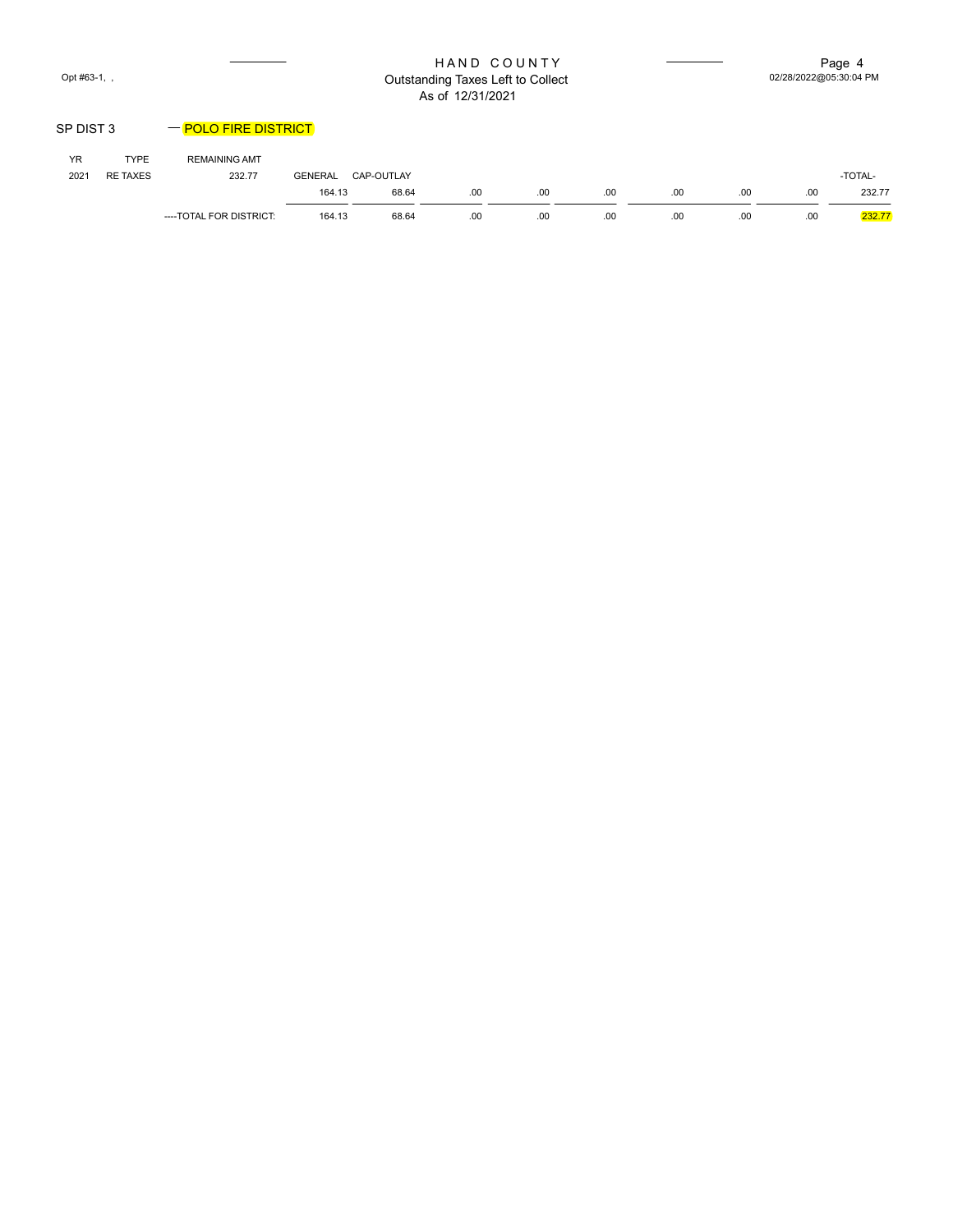# HAND COUNTY
## Outstanding Taxes Left to Collect
As of 12/31/2021

Opt #63-1, ,

02/28/2022@05:30:04 PM

SP DIST 3 — POLO FIRE DISTRICT

| YR | TYPE | REMAINING AMT | | | | | | | | | | |
|---|---|---|---|---|---|---|---|---|---|---|---|---|
| 2021 | RE TAXES | 232.77 | GENERAL | CAP-OUTLAY | | | | | | | | -TOTAL- |
| | | | 164.13 | 68.64 | .00 | .00 | .00 | .00 | .00 | .00 | | 232.77 |
| | | ----TOTAL FOR DISTRICT: | 164.13 | 68.64 | .00 | .00 | .00 | .00 | .00 | .00 | | 232.77 |